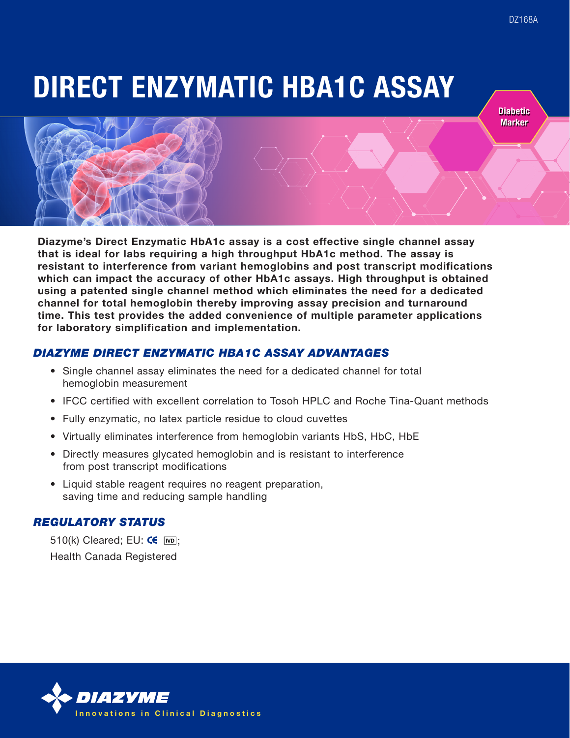# DIRECT ENZYMATIC HBA1C ASSAY

Diabetic Marker

**Diazyme's Direct Enzymatic HbA1c assay is a cost effective single channel assay that is ideal for labs requiring a high throughput HbA1c method. The assay is resistant to interference from variant hemoglobins and post transcript modifications which can impact the accuracy of other HbA1c assays. High throughput is obtained using a patented single channel method which eliminates the need for a dedicated channel for total hemoglobin thereby improving assay precision and turnaround time. This test provides the added convenience of multiple parameter applications for laboratory simplification and implementation.**

## *DIAZYME DIRECT ENZYMATIC HBA1C ASSAY ADVANTAGES*

- Single channel assay eliminates the need for a dedicated channel for total hemoglobin measurement
- IFCC certified with excellent correlation to Tosoh HPLC and Roche Tina-Quant methods
- Fully enzymatic, no latex particle residue to cloud cuvettes
- Virtually eliminates interference from hemoglobin variants HbS, HbC, HbE
- Directly measures glycated hemoglobin and is resistant to interference from post transcript modifications
- Liquid stable reagent requires no reagent preparation, saving time and reducing sample handling

## *REGULATORY STATUS*

510(k) Cleared; EU: CE IVD;
Health Canada Registered

DIAZYME
Innovations in Clinical Diagnostics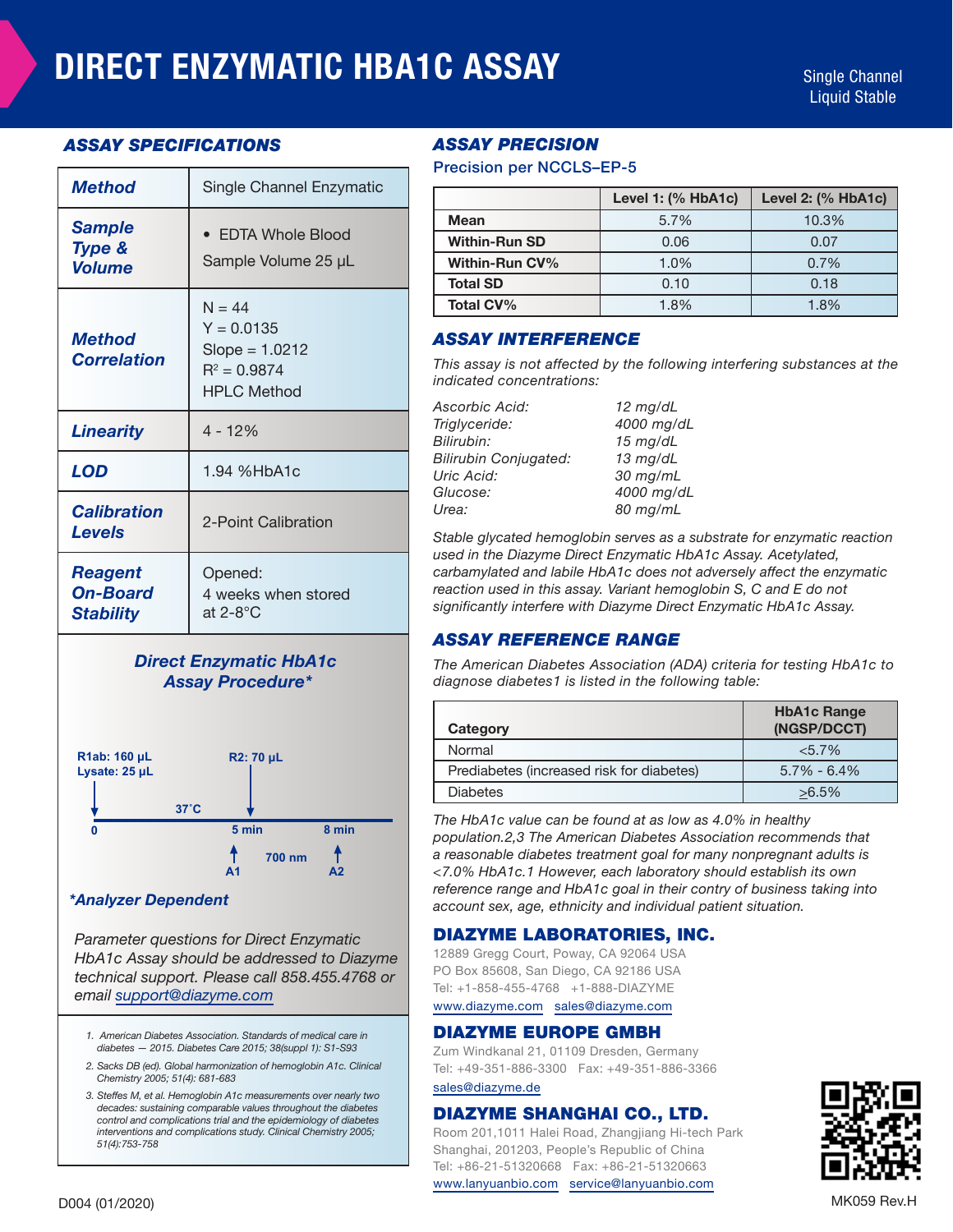# DIRECT ENZYMATIC HBA1C ASSAY

Single Channel
Liquid Stable

## ASSAY SPECIFICATIONS

| | |
|---|---|
| **Method** | Single Channel Enzymatic |
| **Sample Type & Volume** | • EDTA Whole Blood<br>Sample Volume 25 µL |
| **Method Correlation** | N = 44<br>Y = 0.0135<br>Slope = 1.0212<br>$R^2$ = 0.9874<br>HPLC Method |
| **Linearity** | 4 - 12% |
| **LOD** | 1.94 %HbA1c |
| **Calibration Levels** | 2-Point Calibration |
| **Reagent On-Board Stability** | Opened:<br>4 weeks when stored at 2-8°C |

### Direct Enzymatic HbA1c Assay Procedure*

R1ab: 160 µL
Lysate: 25 µL
R2: 70 µL
37˚C
0
5 min
8 min
700 nm
A1
A2

***Analyzer Dependent**

*Parameter questions for Direct Enzymatic HbA1c Assay should be addressed to Diazyme technical support. Please call 858.455.4768 or email support@diazyme.com*

1. *American Diabetes Association. Standards of medical care in diabetes — 2015. Diabetes Care 2015; 38(suppl 1): S1-S93*
2. *Sacks DB (ed). Global harmonization of hemoglobin A1c. Clinical Chemistry 2005; 51(4): 681-683*
3. *Steffes M, et al. Hemoglobin A1c measurements over nearly two decades: sustaining comparable values throughout the diabetes control and complications trial and the epidemiology of diabetes interventions and complications study. Clinical Chemistry 2005; 51(4):753-758*

## ASSAY PRECISION

Precision per NCCLS–EP-5

| | Level 1: (% HbA1c) | Level 2: (% HbA1c) |
|---|---|---|
| **Mean** | 5.7% | 10.3% |
| **Within-Run SD** | 0.06 | 0.07 |
| **Within-Run CV%** | 1.0% | 0.7% |
| **Total SD** | 0.10 | 0.18 |
| **Total CV%** | 1.8% | 1.8% |

## ASSAY INTERFERENCE

*This assay is not affected by the following interfering substances at the indicated concentrations:*

| | |
|---|---|
| *Ascorbic Acid:* | *12 mg/dL* |
| *Triglyceride:* | *4000 mg/dL* |
| *Bilirubin:* | *15 mg/dL* |
| *Bilirubin Conjugated:* | *13 mg/dL* |
| *Uric Acid:* | *30 mg/mL* |
| *Glucose:* | *4000 mg/dL* |
| *Urea:* | *80 mg/mL* |

*Stable glycated hemoglobin serves as a substrate for enzymatic reaction used in the Diazyme Direct Enzymatic HbA1c Assay. Acetylated, carbamylated and labile HbA1c does not adversely affect the enzymatic reaction used in this assay. Variant hemoglobin S, C and E do not significantly interfere with Diazyme Direct Enzymatic HbA1c Assay.*

## ASSAY REFERENCE RANGE

*The American Diabetes Association (ADA) criteria for testing HbA1c to diagnose diabetes1 is listed in the following table:*

| Category | HbA1c Range (NGSP/DCCT) |
|---|---|
| Normal | <5.7% |
| Prediabetes (increased risk for diabetes) | 5.7% - 6.4% |
| Diabetes | ≥6.5% |

*The HbA1c value can be found at as low as 4.0% in healthy population.2,3 The American Diabetes Association recommends that a reasonable diabetes treatment goal for many nonpregnant adults is <7.0% HbA1c.1 However, each laboratory should establish its own reference range and HbA1c goal in their contry of business taking into account sex, age, ethnicity and individual patient situation.*

### DIAZYME LABORATORIES, INC.

12889 Gregg Court, Poway, CA 92064 USA
PO Box 85608, San Diego, CA 92186 USA
Tel: +1-858-455-4768 +1-888-DIAZYME
www.diazyme.com sales@diazyme.com

### DIAZYME EUROPE GMBH

Zum Windkanal 21, 01109 Dresden, Germany
Tel: +49-351-886-3300 Fax: +49-351-886-3366
sales@diazyme.de

### DIAZYME SHANGHAI CO., LTD.

Room 201,1011 Halei Road, Zhangjiang Hi-tech Park
Shanghai, 201203, People's Republic of China
Tel: +86-21-51320668 Fax: +86-21-51320663
www.lanyuanbio.com service@lanyuanbio.com

D004 (01/2020)

MK059 Rev.H